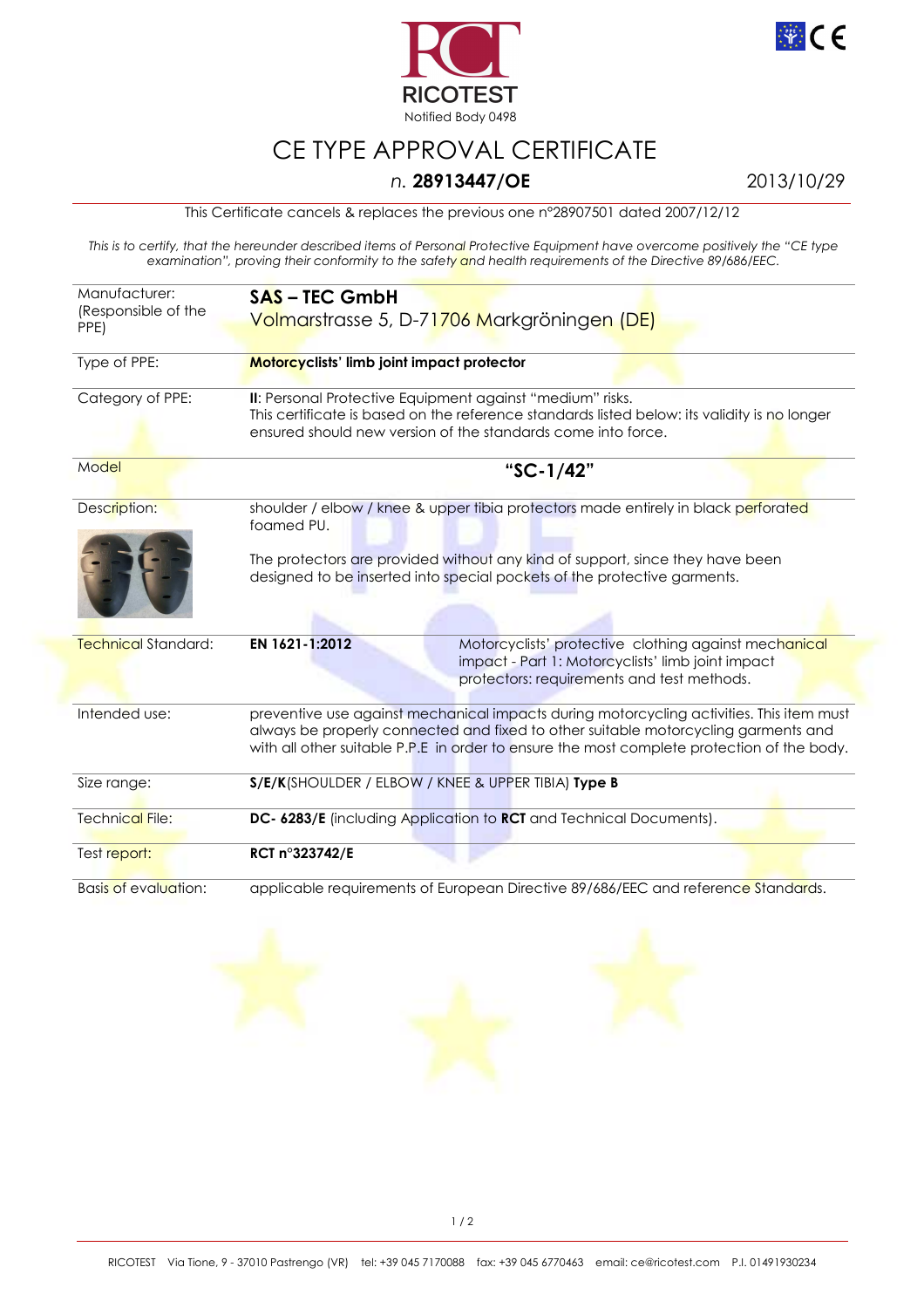RICOTEST

Notified Body 0498

# CE TYPE APPROVAL CERTIFICATE

*n.* **28913447/OE**

2013/10/29

This Certificate cancels & replaces the previous one n°28907501 dated 2007/12/12

*This is to certify, that the hereunder described items of Personal Protective Equipment have overcome positively the "CE type examination", proving their conformity to the safety and health requirements of the Directive 89/686/EEC.*

| | | |
|---|---|---|
| Manufacturer: (Responsible of the PPE) | **SAS – TEC GmbH** Volmarstrasse 5, D-71706 Markgröningen (DE) | |
| Type of PPE: | **Motorcyclists' limb joint impact protector** | |
| Category of PPE: | **II**: Personal Protective Equipment against "medium" risks. This certificate is based on the reference standards listed below: its validity is no longer ensured should new version of the standards come into force. | |
| Model | **"SC-1/42"** | |
| Description: | shoulder / elbow / knee & upper tibia protectors made entirely in black perforated foamed PU. The protectors are provided without any kind of support, since they have been designed to be inserted into special pockets of the protective garments. | |
| Technical Standard: | **EN 1621-1:2012** | Motorcyclists' protective clothing against mechanical impact - Part 1: Motorcyclists' limb joint impact protectors: requirements and test methods. |
| Intended use: | preventive use against mechanical impacts during motorcycling activities. This item must always be properly connected and fixed to other suitable motorcycling garments and with all other suitable P.P.E in order to ensure the most complete protection of the body. | |
| Size range: | **S/E/K**(SHOULDER / ELBOW / KNEE & UPPER TIBIA) **Type B** | |
| Technical File: | **DC- 6283/E** (including Application to **RCT** and Technical Documents). | |
| Test report: | **RCT n°323742/E** | |
| Basis of evaluation: | applicable requirements of European Directive 89/686/EEC and reference Standards. | |

RICOTEST Via Tione, 9 - 37010 Pastrengo (VR) tel: +39 045 7170088 fax: +39 045 6770463 email: ce@ricotest.com P.I. 01491930234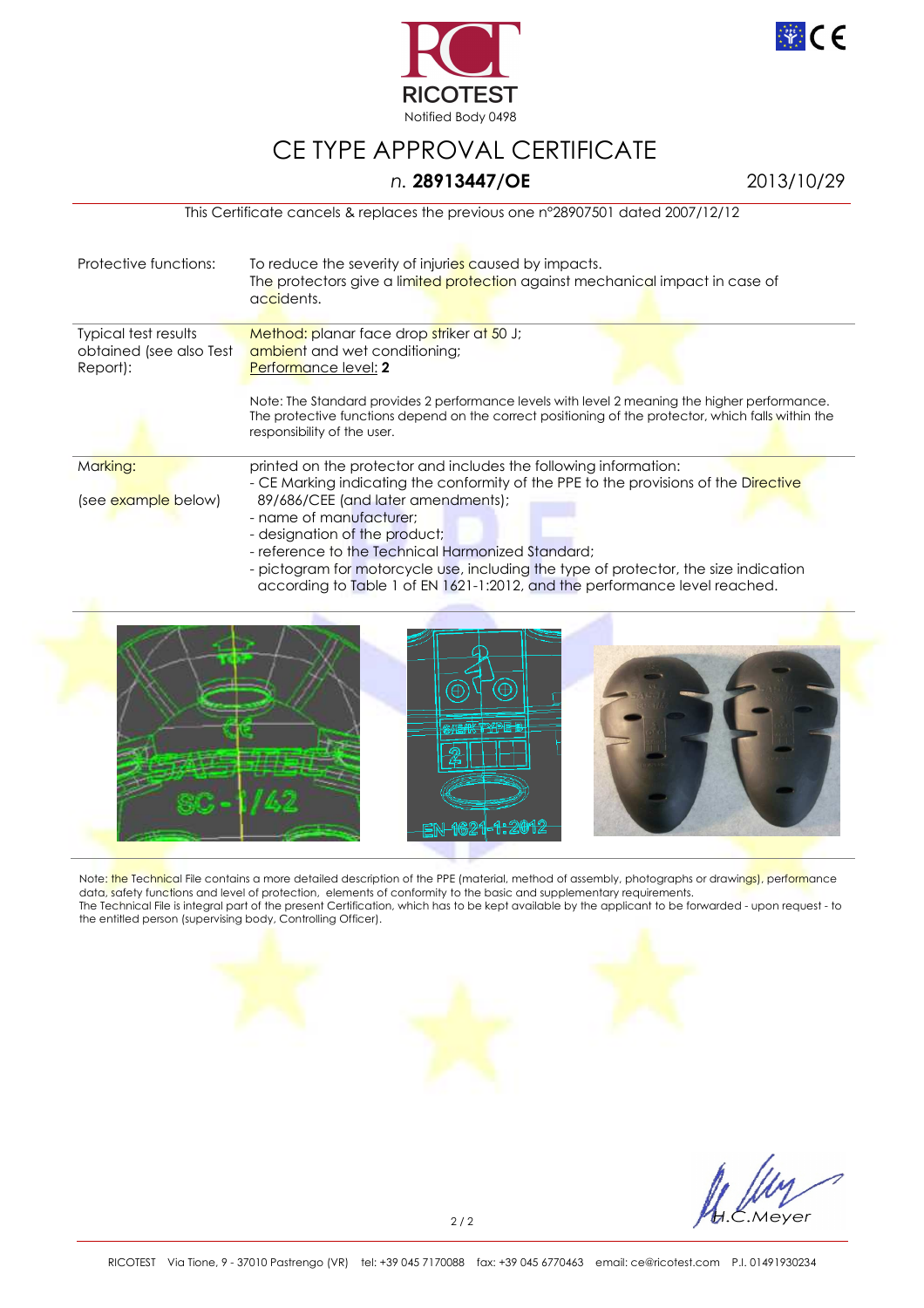RICOTEST

Notified Body 0498

# CE TYPE APPROVAL CERTIFICATE

*n.* **28913447/OE** 2013/10/29

This Certificate cancels & replaces the previous one n°28907501 dated 2007/12/12

| | |
|---|---|
| Protective functions: | To reduce the severity of injuries caused by impacts. The protectors give a limited protection against mechanical impact in case of accidents. |
| Typical test results obtained (see also Test Report): | Method: planar face drop striker at 50 J; ambient and wet conditioning; Performance level: **2**<br><br>Note: The Standard provides 2 performance levels with level 2 meaning the higher performance. The protective functions depend on the correct positioning of the protector, which falls within the responsibility of the user. |
| Marking:<br><br>(see example below) | printed on the protector and includes the following information:<br>- CE Marking indicating the conformity of the PPE to the provisions of the Directive 89/686/CEE (and later amendments);<br>- name of manufacturer;<br>- designation of the product;<br>- reference to the Technical Harmonized Standard;<br>- pictogram for motorcycle use, including the type of protector, the size indication according to Table 1 of EN 1621-1:2012, and the performance level reached. |

Note: the Technical File contains a more detailed description of the PPE (material, method of assembly, photographs or drawings), performance data, safety functions and level of protection, elements of conformity to the basic and supplementary requirements.
The Technical File is integral part of the present Certification, which has to be kept available by the applicant to be forwarded - upon request - to the entitled person (supervising body, Controlling Officer).

H.C.Meyer

RICOTEST Via Tione, 9 - 37010 Pastrengo (VR) tel: +39 045 7170088 fax: +39 045 6770463 email: ce@ricotest.com P.I. 01491930234